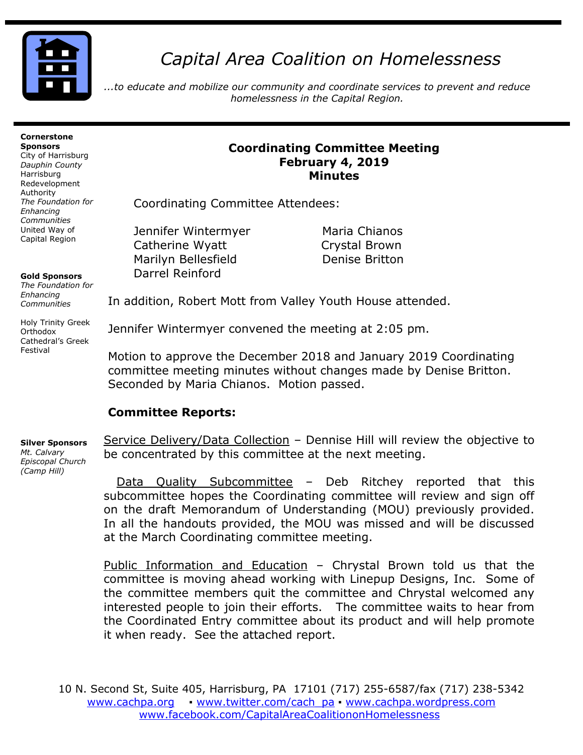# Capital Area Coalition on Homelessness

*...to educate and mobilize our community and coordinate services to prevent and reduce homelessness in the Capital Region.*

**Cornerstone Sponsors**
City of Harrisburg
*Dauphin County*
Harrisburg Redevelopment Authority
*The Foundation for Enhancing Communities*
United Way of Capital Region

**Gold Sponsors**
*The Foundation for Enhancing Communities*

Holy Trinity Greek Orthodox Cathedral's Greek Festival

**Silver Sponsors**
*Mt. Calvary Episcopal Church (Camp Hill)*

## Coordinating Committee Meeting
## February 4, 2019
## Minutes

Coordinating Committee Attendees:

| | |
|---|---|
| Jennifer Wintermyer | Maria Chianos |
| Catherine Wyatt | Crystal Brown |
| Marilyn Bellesfield | Denise Britton |
| Darrel Reinford | |

In addition, Robert Mott from Valley Youth House attended.

Jennifer Wintermyer convened the meeting at 2:05 pm.

Motion to approve the December 2018 and January 2019 Coordinating committee meeting minutes without changes made by Denise Britton. Seconded by Maria Chianos. Motion passed.

### Committee Reports:

Service Delivery/Data Collection – Dennise Hill will review the objective to be concentrated by this committee at the next meeting.

Data Quality Subcommittee – Deb Ritchey reported that this subcommittee hopes the Coordinating committee will review and sign off on the draft Memorandum of Understanding (MOU) previously provided. In all the handouts provided, the MOU was missed and will be discussed at the March Coordinating committee meeting.

Public Information and Education – Chrystal Brown told us that the committee is moving ahead working with Linepup Designs, Inc. Some of the committee members quit the committee and Chrystal welcomed any interested people to join their efforts. The committee waits to hear from the Coordinated Entry committee about its product and will help promote it when ready. See the attached report.

10 N. Second St, Suite 405, Harrisburg, PA 17101 (717) 255-6587/fax (717) 238-5342
www.cachpa.org ▪ www.twitter.com/cach_pa ▪ www.cachpa.wordpress.com
www.facebook.com/CapitalAreaCoalitiononHomelessness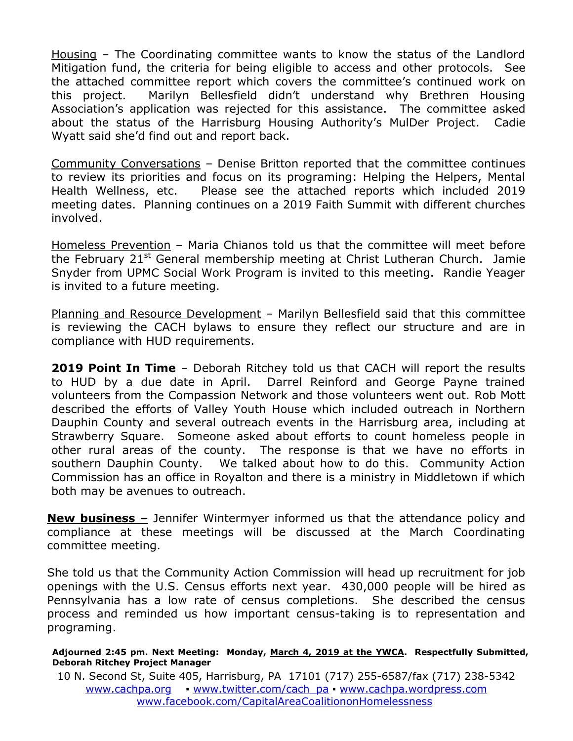Housing – The Coordinating committee wants to know the status of the Landlord Mitigation fund, the criteria for being eligible to access and other protocols. See the attached committee report which covers the committee's continued work on this project. Marilyn Bellesfield didn't understand why Brethren Housing Association's application was rejected for this assistance. The committee asked about the status of the Harrisburg Housing Authority's MulDer Project. Cadie Wyatt said she'd find out and report back.

Community Conversations – Denise Britton reported that the committee continues to review its priorities and focus on its programing: Helping the Helpers, Mental Health Wellness, etc. Please see the attached reports which included 2019 meeting dates. Planning continues on a 2019 Faith Summit with different churches involved.

Homeless Prevention – Maria Chianos told us that the committee will meet before the February 21st General membership meeting at Christ Lutheran Church. Jamie Snyder from UPMC Social Work Program is invited to this meeting. Randie Yeager is invited to a future meeting.

Planning and Resource Development – Marilyn Bellesfield said that this committee is reviewing the CACH bylaws to ensure they reflect our structure and are in compliance with HUD requirements.

**2019 Point In Time** – Deborah Ritchey told us that CACH will report the results to HUD by a due date in April. Darrel Reinford and George Payne trained volunteers from the Compassion Network and those volunteers went out. Rob Mott described the efforts of Valley Youth House which included outreach in Northern Dauphin County and several outreach events in the Harrisburg area, including at Strawberry Square. Someone asked about efforts to count homeless people in other rural areas of the county. The response is that we have no efforts in southern Dauphin County. We talked about how to do this. Community Action Commission has an office in Royalton and there is a ministry in Middletown if which both may be avenues to outreach.

**New business –** Jennifer Wintermyer informed us that the attendance policy and compliance at these meetings will be discussed at the March Coordinating committee meeting.

She told us that the Community Action Commission will head up recruitment for job openings with the U.S. Census efforts next year. 430,000 people will be hired as Pennsylvania has a low rate of census completions. She described the census process and reminded us how important census-taking is to representation and programing.

**Adjourned 2:45 pm. Next Meeting: Monday, March 4, 2019 at the YWCA. Respectfully Submitted, Deborah Ritchey Project Manager**

10 N. Second St, Suite 405, Harrisburg, PA 17101 (717) 255-6587/fax (717) 238-5342
www.cachpa.org ▪ www.twitter.com/cach_pa ▪ www.cachpa.wordpress.com
www.facebook.com/CapitalAreaCoalitiononHomelessness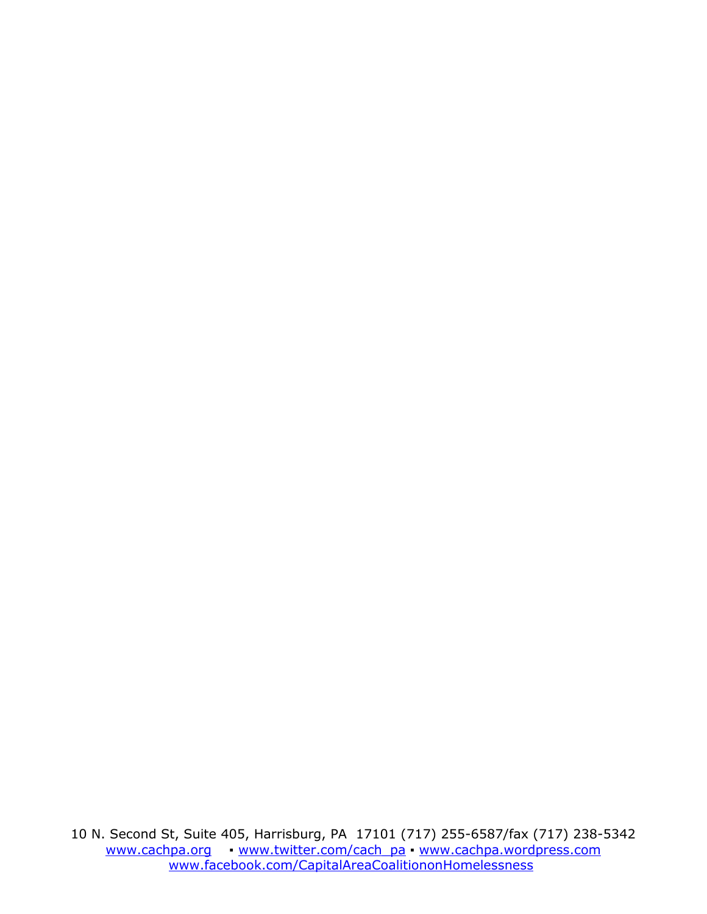10 N. Second St, Suite 405, Harrisburg, PA 17101 (717) 255-6587/fax (717) 238-5342
www.cachpa.org ▪ www.twitter.com/cach_pa ▪ www.cachpa.wordpress.com
www.facebook.com/CapitalAreaCoalitiononHomelessness